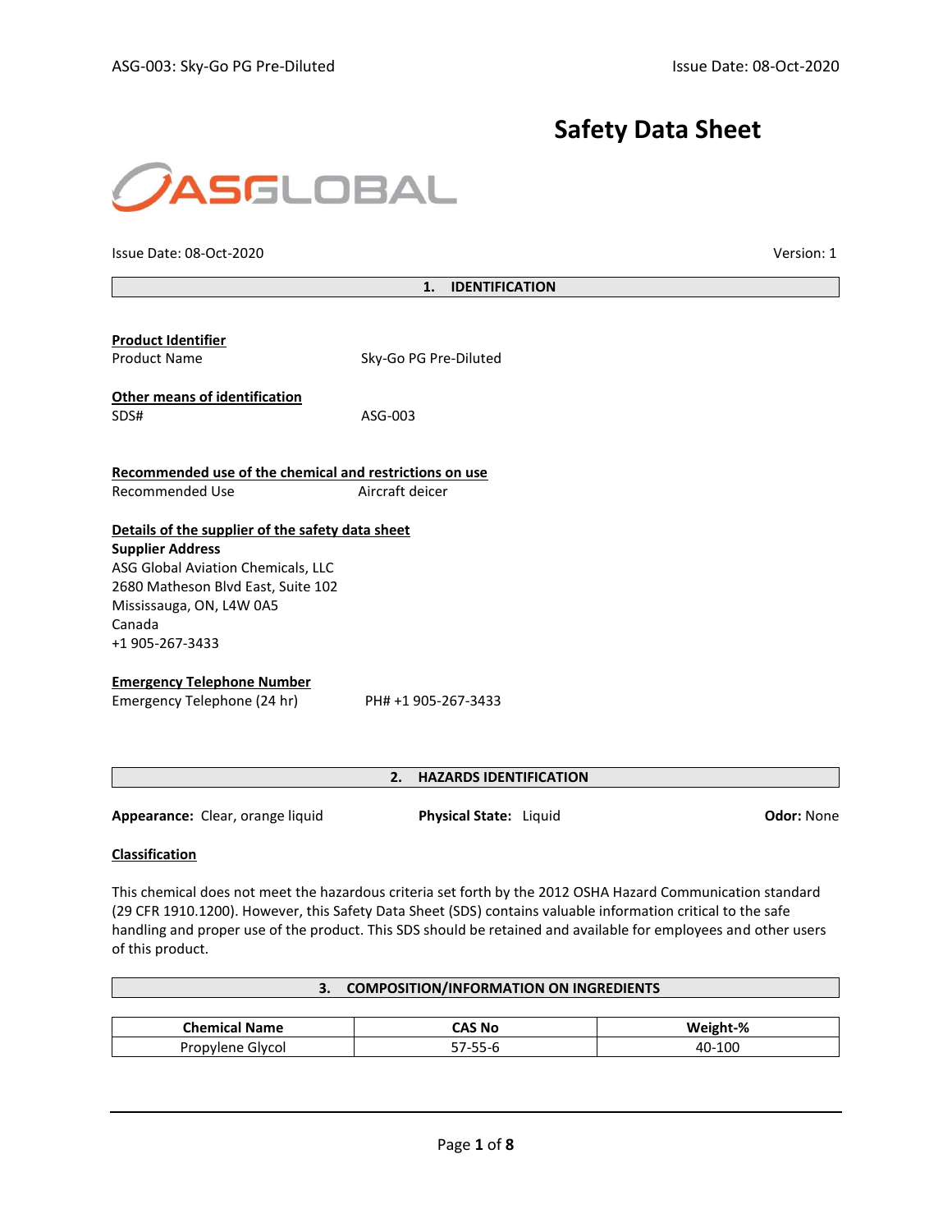# Safety Data Sheet

Issue Date: 08-Oct-2020 Version: 1

## 1. IDENTIFICATION

**Product Identifier**

Product Name Sky-Go PG Pre-Diluted

**Other means of identification**

SDS# ASG-003

**Recommended use of the chemical and restrictions on use**

Recommended Use Aircraft deicer

**Details of the supplier of the safety data sheet**

**Supplier Address**

ASG Global Aviation Chemicals, LLC
2680 Matheson Blvd East, Suite 102
Mississauga, ON, L4W 0A5
Canada
+1 905-267-3433

**Emergency Telephone Number**

Emergency Telephone (24 hr) PH# +1 905-267-3433

## 2. HAZARDS IDENTIFICATION

**Appearance:** Clear, orange liquid **Physical State:** Liquid **Odor:** None

**Classification**

This chemical does not meet the hazardous criteria set forth by the 2012 OSHA Hazard Communication standard (29 CFR 1910.1200). However, this Safety Data Sheet (SDS) contains valuable information critical to the safe handling and proper use of the product. This SDS should be retained and available for employees and other users of this product.

## 3. COMPOSITION/INFORMATION ON INGREDIENTS

| Chemical Name | CAS No | Weight-% |
|---|---|---|
| Propylene Glycol | 57-55-6 | 40-100 |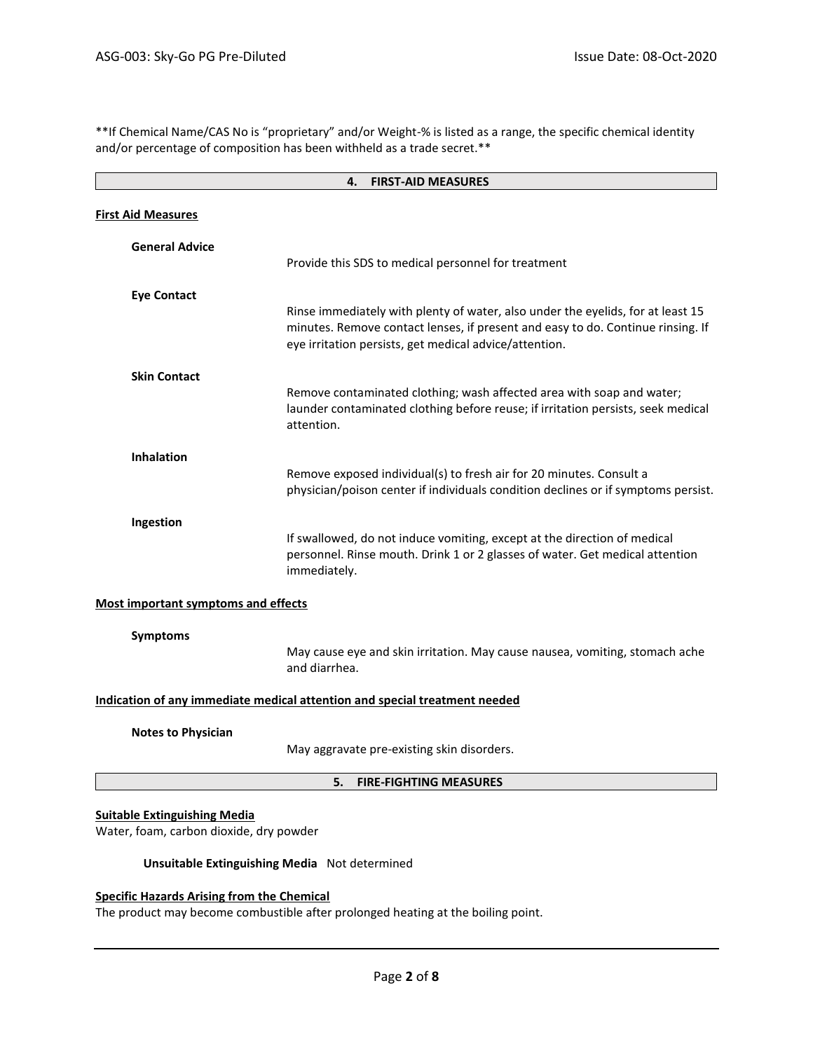**If Chemical Name/CAS No is "proprietary" and/or Weight-% is listed as a range, the specific chemical identity and/or percentage of composition has been withheld as a trade secret.**

## 4. FIRST-AID MEASURES

**First Aid Measures**

**General Advice**

Provide this SDS to medical personnel for treatment

**Eye Contact**

Rinse immediately with plenty of water, also under the eyelids, for at least 15 minutes. Remove contact lenses, if present and easy to do. Continue rinsing. If eye irritation persists, get medical advice/attention.

**Skin Contact**

Remove contaminated clothing; wash affected area with soap and water; launder contaminated clothing before reuse; if irritation persists, seek medical attention.

**Inhalation**

Remove exposed individual(s) to fresh air for 20 minutes. Consult a physician/poison center if individuals condition declines or if symptoms persist.

**Ingestion**

If swallowed, do not induce vomiting, except at the direction of medical personnel. Rinse mouth. Drink 1 or 2 glasses of water. Get medical attention immediately.

**Most important symptoms and effects**

**Symptoms**

May cause eye and skin irritation. May cause nausea, vomiting, stomach ache and diarrhea.

**Indication of any immediate medical attention and special treatment needed**

**Notes to Physician**

May aggravate pre-existing skin disorders.

## 5. FIRE-FIGHTING MEASURES

**Suitable Extinguishing Media**

Water, foam, carbon dioxide, dry powder

**Unsuitable Extinguishing Media** Not determined

**Specific Hazards Arising from the Chemical**

The product may become combustible after prolonged heating at the boiling point.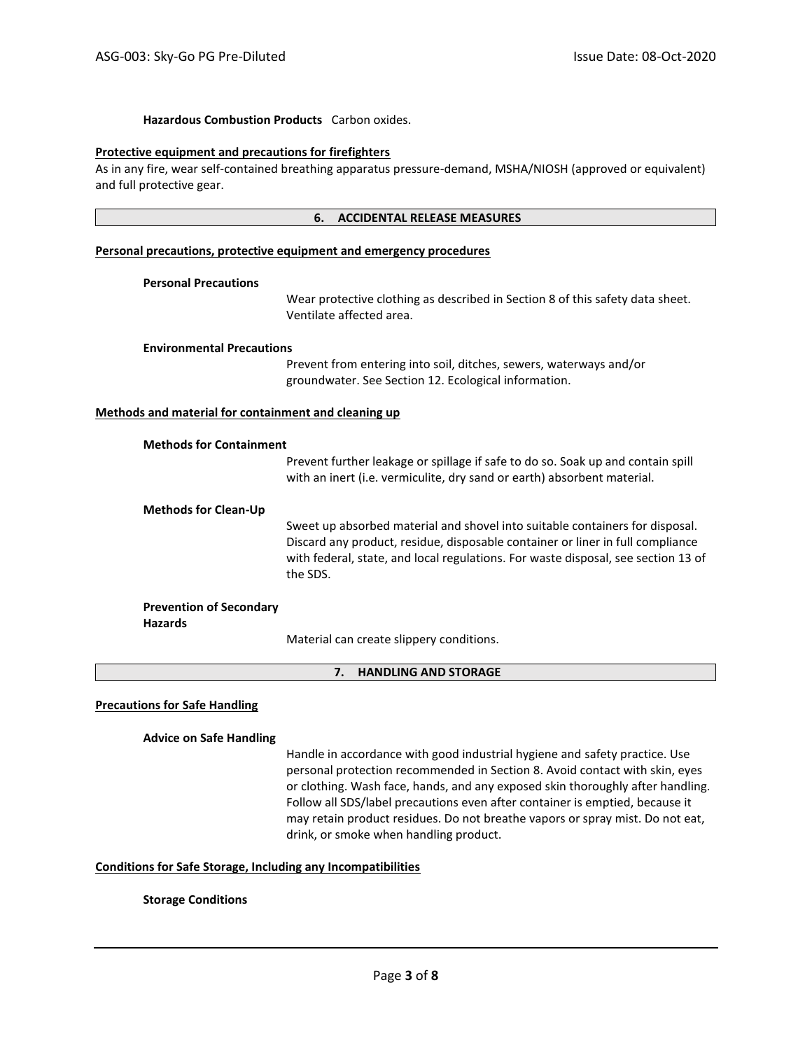**Hazardous Combustion Products** Carbon oxides.

**Protective equipment and precautions for firefighters**

As in any fire, wear self-contained breathing apparatus pressure-demand, MSHA/NIOSH (approved or equivalent) and full protective gear.

## 6. ACCIDENTAL RELEASE MEASURES

**Personal precautions, protective equipment and emergency procedures**

**Personal Precautions**

Wear protective clothing as described in Section 8 of this safety data sheet. Ventilate affected area.

**Environmental Precautions**

Prevent from entering into soil, ditches, sewers, waterways and/or groundwater. See Section 12. Ecological information.

**Methods and material for containment and cleaning up**

**Methods for Containment**

Prevent further leakage or spillage if safe to do so. Soak up and contain spill with an inert (i.e. vermiculite, dry sand or earth) absorbent material.

**Methods for Clean-Up**

Sweet up absorbed material and shovel into suitable containers for disposal. Discard any product, residue, disposable container or liner in full compliance with federal, state, and local regulations. For waste disposal, see section 13 of the SDS.

**Prevention of Secondary Hazards**

Material can create slippery conditions.

## 7. HANDLING AND STORAGE

**Precautions for Safe Handling**

**Advice on Safe Handling**

Handle in accordance with good industrial hygiene and safety practice. Use personal protection recommended in Section 8. Avoid contact with skin, eyes or clothing. Wash face, hands, and any exposed skin thoroughly after handling. Follow all SDS/label precautions even after container is emptied, because it may retain product residues. Do not breathe vapors or spray mist. Do not eat, drink, or smoke when handling product.

**Conditions for Safe Storage, Including any Incompatibilities**

**Storage Conditions**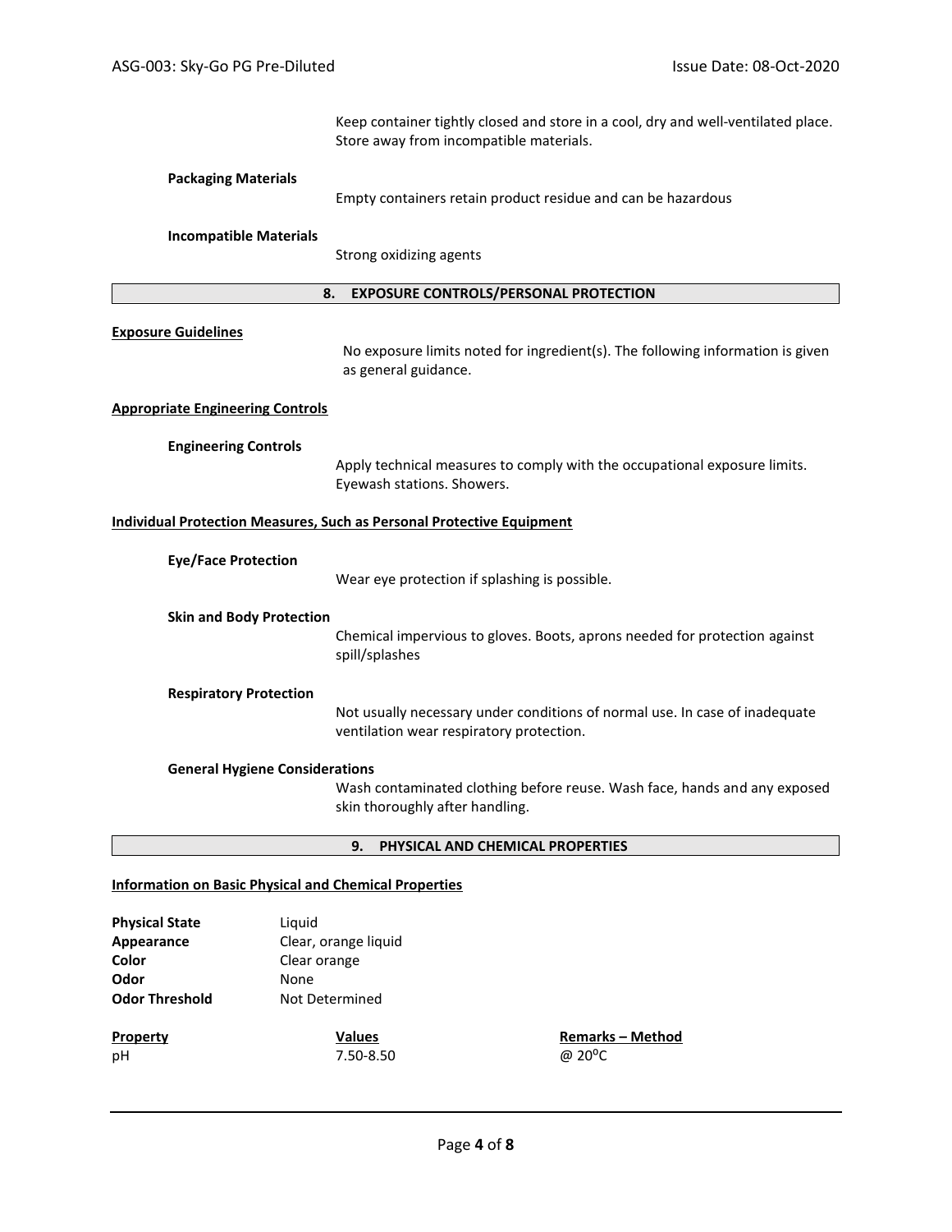Keep container tightly closed and store in a cool, dry and well-ventilated place. Store away from incompatible materials.

**Packaging Materials**

Empty containers retain product residue and can be hazardous

**Incompatible Materials**

Strong oxidizing agents

## 8. EXPOSURE CONTROLS/PERSONAL PROTECTION

**Exposure Guidelines**

No exposure limits noted for ingredient(s). The following information is given as general guidance.

**Appropriate Engineering Controls**

**Engineering Controls**

Apply technical measures to comply with the occupational exposure limits. Eyewash stations. Showers.

**Individual Protection Measures, Such as Personal Protective Equipment**

**Eye/Face Protection**

Wear eye protection if splashing is possible.

**Skin and Body Protection**

Chemical impervious to gloves. Boots, aprons needed for protection against spill/splashes

**Respiratory Protection**

Not usually necessary under conditions of normal use. In case of inadequate ventilation wear respiratory protection.

**General Hygiene Considerations**

Wash contaminated clothing before reuse. Wash face, hands and any exposed skin thoroughly after handling.

## 9. PHYSICAL AND CHEMICAL PROPERTIES

**Information on Basic Physical and Chemical Properties**

**Physical State** Liquid
**Appearance** Clear, orange liquid
**Color** Clear orange
**Odor** None
**Odor Threshold** Not Determined

| Property | Values | Remarks – Method |
|---|---|---|
| pH | 7.50-8.50 | @ 20$^{o}$C |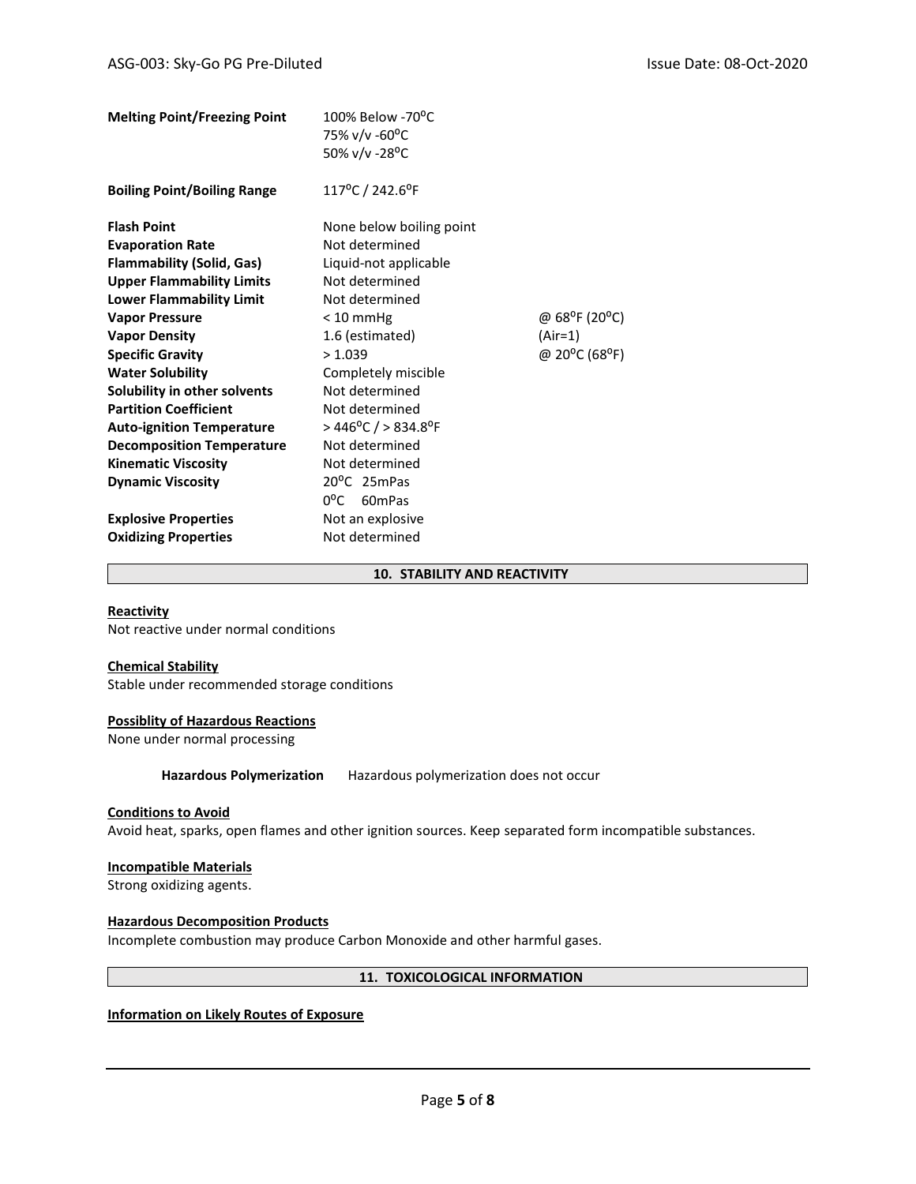| | | |
|---|---|---|
| **Melting Point/Freezing Point** | 100% Below -70°C<br>75% v/v -60°C<br>50% v/v -28°C | |
| **Boiling Point/Boiling Range** | 117°C / 242.6°F | |
| **Flash Point** | None below boiling point | |
| **Evaporation Rate** | Not determined | |
| **Flammability (Solid, Gas)** | Liquid-not applicable | |
| **Upper Flammability Limits** | Not determined | |
| **Lower Flammability Limit** | Not determined | |
| **Vapor Pressure** | < 10 mmHg | @ 68°F (20°C) |
| **Vapor Density** | 1.6 (estimated) | (Air=1) |
| **Specific Gravity** | > 1.039 | @ 20°C (68°F) |
| **Water Solubility** | Completely miscible | |
| **Solubility in other solvents** | Not determined | |
| **Partition Coefficient** | Not determined | |
| **Auto-ignition Temperature** | > 446°C / > 834.8°F | |
| **Decomposition Temperature** | Not determined | |
| **Kinematic Viscosity** | Not determined | |
| **Dynamic Viscosity** | 20°C 25mPas<br>0°C 60mPas | |
| **Explosive Properties** | Not an explosive | |
| **Oxidizing Properties** | Not determined | |

## 10. STABILITY AND REACTIVITY

**Reactivity**

Not reactive under normal conditions

**Chemical Stability**

Stable under recommended storage conditions

**Possiblity of Hazardous Reactions**

None under normal processing

**Hazardous Polymerization** Hazardous polymerization does not occur

**Conditions to Avoid**

Avoid heat, sparks, open flames and other ignition sources. Keep separated form incompatible substances.

**Incompatible Materials**

Strong oxidizing agents.

**Hazardous Decomposition Products**

Incomplete combustion may produce Carbon Monoxide and other harmful gases.

## 11. TOXICOLOGICAL INFORMATION

**Information on Likely Routes of Exposure**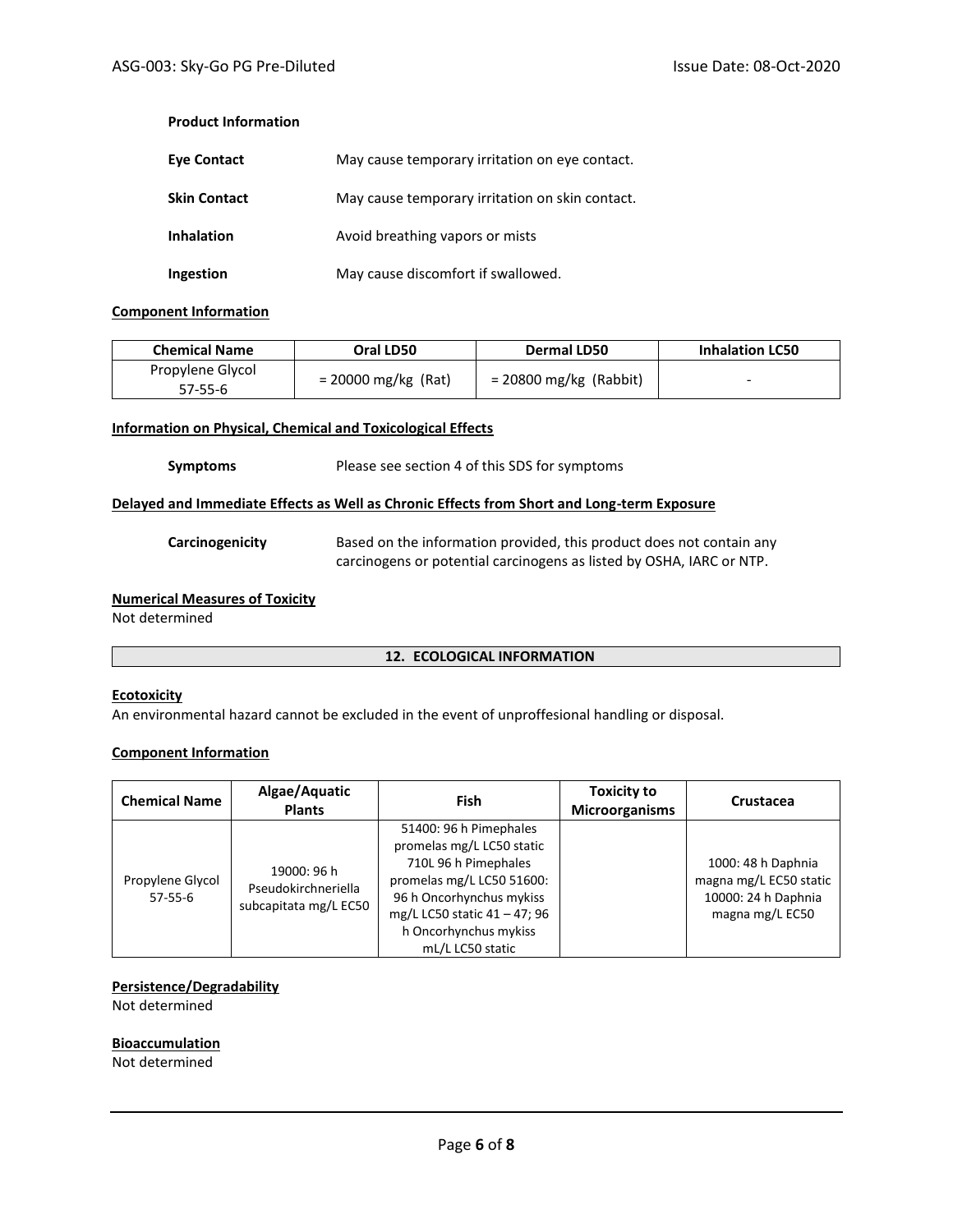**Product Information**

**Eye Contact** May cause temporary irritation on eye contact.

**Skin Contact** May cause temporary irritation on skin contact.

**Inhalation** Avoid breathing vapors or mists

**Ingestion** May cause discomfort if swallowed.

**Component Information**

| Chemical Name | Oral LD50 | Dermal LD50 | Inhalation LC50 |
|---|---|---|---|
| Propylene Glycol 57-55-6 | = 20000 mg/kg (Rat) | = 20800 mg/kg (Rabbit) | - |

**Information on Physical, Chemical and Toxicological Effects**

**Symptoms** Please see section 4 of this SDS for symptoms

**Delayed and Immediate Effects as Well as Chronic Effects from Short and Long-term Exposure**

**Carcinogenicity** Based on the information provided, this product does not contain any carcinogens or potential carcinogens as listed by OSHA, IARC or NTP.

**Numerical Measures of Toxicity**

Not determined

## 12. ECOLOGICAL INFORMATION

**Ecotoxicity**

An environmental hazard cannot be excluded in the event of unproffesional handling or disposal.

**Component Information**

| Chemical Name | Algae/Aquatic Plants | Fish | Toxicity to Microorganisms | Crustacea |
|---|---|---|---|---|
| Propylene Glycol 57-55-6 | 19000: 96 h Pseudokirchneriella subcapitata mg/L EC50 | 51400: 96 h Pimephales promelas mg/L LC50 static 710L 96 h Pimephales promelas mg/L LC50 51600: 96 h Oncorhynchus mykiss mg/L LC50 static 41 – 47; 96 h Oncorhynchus mykiss mL/L LC50 static | | 1000: 48 h Daphnia magna mg/L EC50 static 10000: 24 h Daphnia magna mg/L EC50 |

**Persistence/Degradability**

Not determined

**Bioaccumulation**

Not determined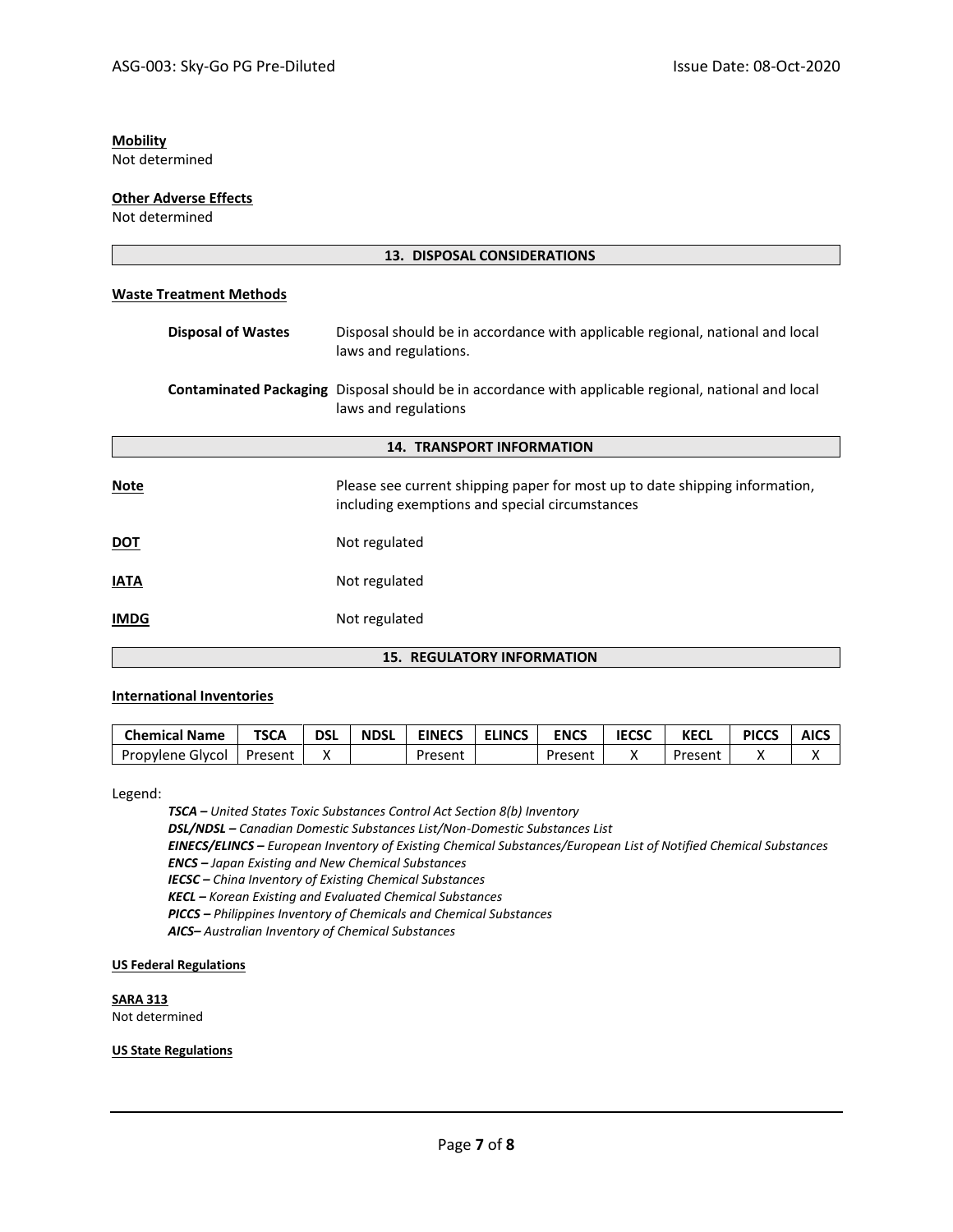**Mobility**
Not determined

**Other Adverse Effects**
Not determined

## 13. DISPOSAL CONSIDERATIONS

**Waste Treatment Methods**

**Disposal of Wastes** Disposal should be in accordance with applicable regional, national and local laws and regulations.

**Contaminated Packaging** Disposal should be in accordance with applicable regional, national and local laws and regulations

## 14. TRANSPORT INFORMATION

**Note** Please see current shipping paper for most up to date shipping information, including exemptions and special circumstances

**DOT** Not regulated

**IATA** Not regulated

**IMDG** Not regulated

## 15. REGULATORY INFORMATION

**International Inventories**

| Chemical Name | TSCA | DSL | NDSL | EINECS | ELINCS | ENCS | IECSC | KECL | PICCS | AICS |
|---|---|---|---|---|---|---|---|---|---|---|
| Propylene Glycol | Present | X | | Present | | Present | X | Present | X | X |

Legend:

*__TSCA –__ United States Toxic Substances Control Act Section 8(b) Inventory*
*__DSL/NDSL –__ Canadian Domestic Substances List/Non-Domestic Substances List*
*__EINECS/ELINCS –__ European Inventory of Existing Chemical Substances/European List of Notified Chemical Substances*
*__ENCS –__ Japan Existing and New Chemical Substances*
*__IECSC –__ China Inventory of Existing Chemical Substances*
*__KECL –__ Korean Existing and Evaluated Chemical Substances*
*__PICCS –__ Philippines Inventory of Chemicals and Chemical Substances*
*__AICS–__ Australian Inventory of Chemical Substances*

**US Federal Regulations**

**SARA 313**
Not determined

**US State Regulations**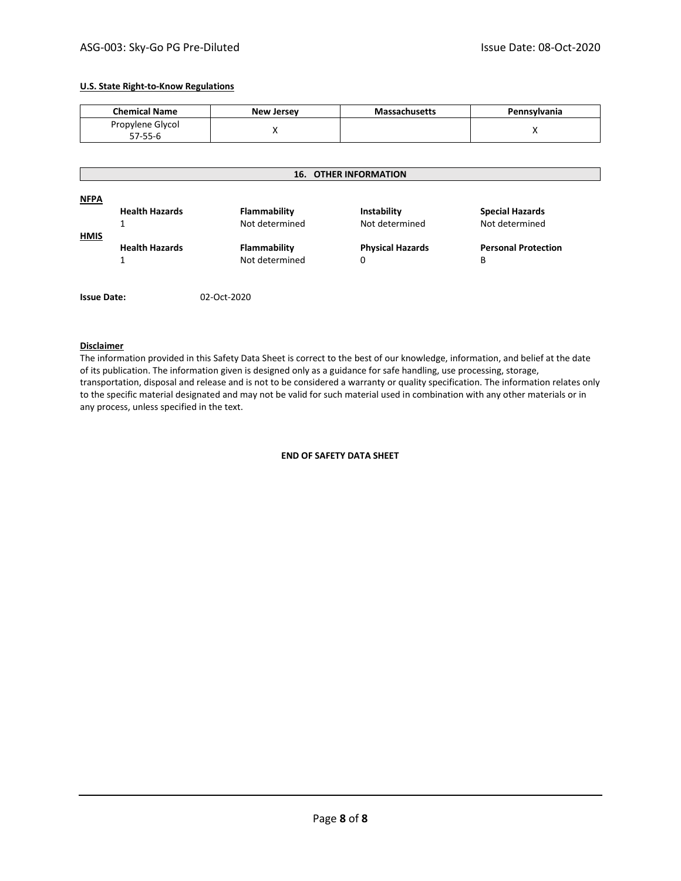**U.S. State Right-to-Know Regulations**

| Chemical Name | New Jersey | Massachusetts | Pennsylvania |
|---|---|---|---|
| Propylene Glycol 57-55-6 | X | | X |

## 16. OTHER INFORMATION

**NFPA**

| Health Hazards | Flammability | Instability | Special Hazards |
|---|---|---|---|
| 1 | Not determined | Not determined | Not determined |

**HMIS**

| Health Hazards | Flammability | Physical Hazards | Personal Protection |
|---|---|---|---|
| 1 | Not determined | 0 | B |

**Issue Date:** 02-Oct-2020

**Disclaimer**

The information provided in this Safety Data Sheet is correct to the best of our knowledge, information, and belief at the date of its publication. The information given is designed only as a guidance for safe handling, use processing, storage, transportation, disposal and release and is not to be considered a warranty or quality specification. The information relates only to the specific material designated and may not be valid for such material used in combination with any other materials or in any process, unless specified in the text.

**END OF SAFETY DATA SHEET**